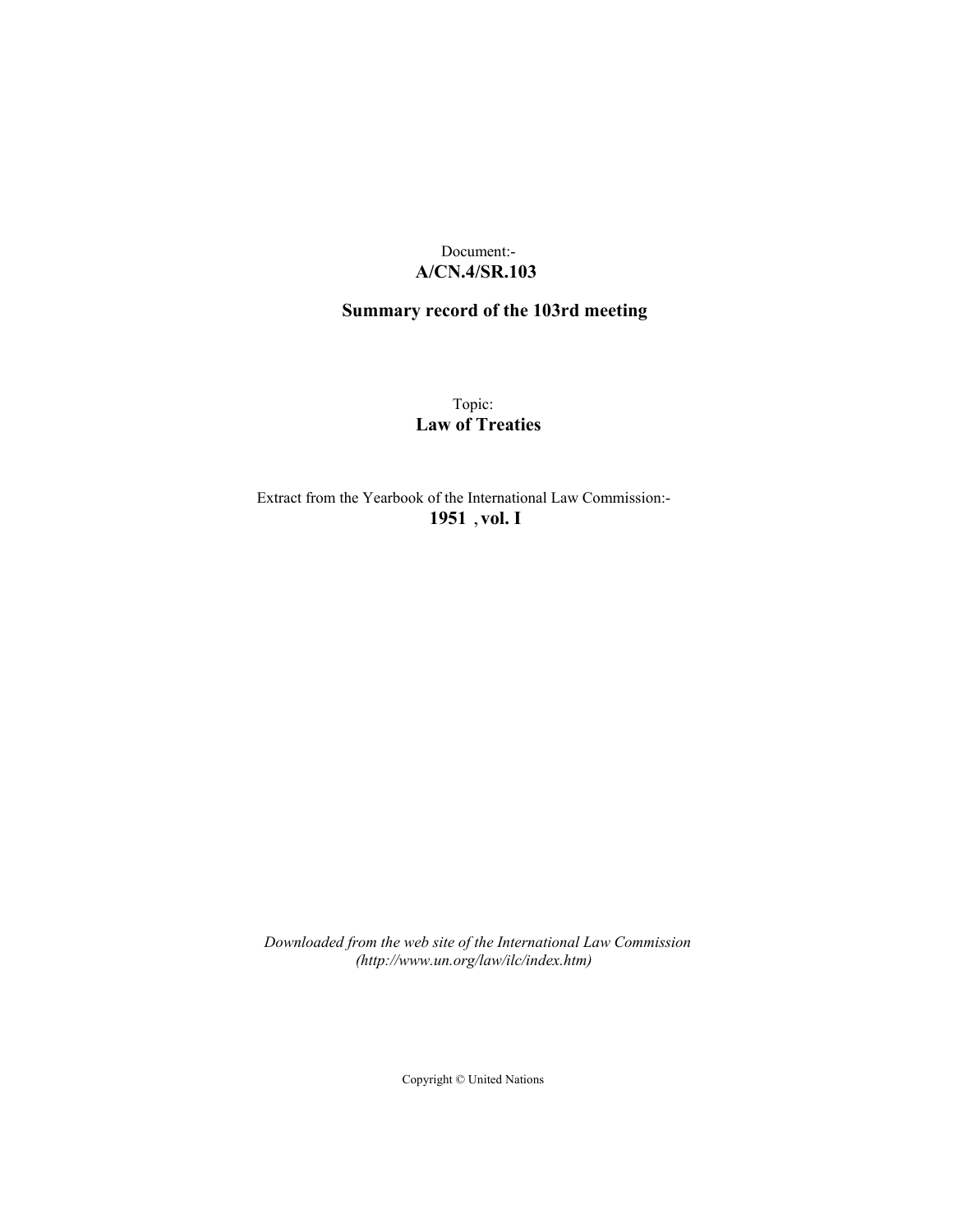Document:-

**A/CN.4/SR.103**

## Summary record of the 103rd meeting

Topic:

**Law of Treaties**

Extract from the Yearbook of the International Law Commission:-

**1951 , vol. I**

*Downloaded from the web site of the International Law Commission (http://www.un.org/law/ilc/index.htm)*

Copyright © United Nations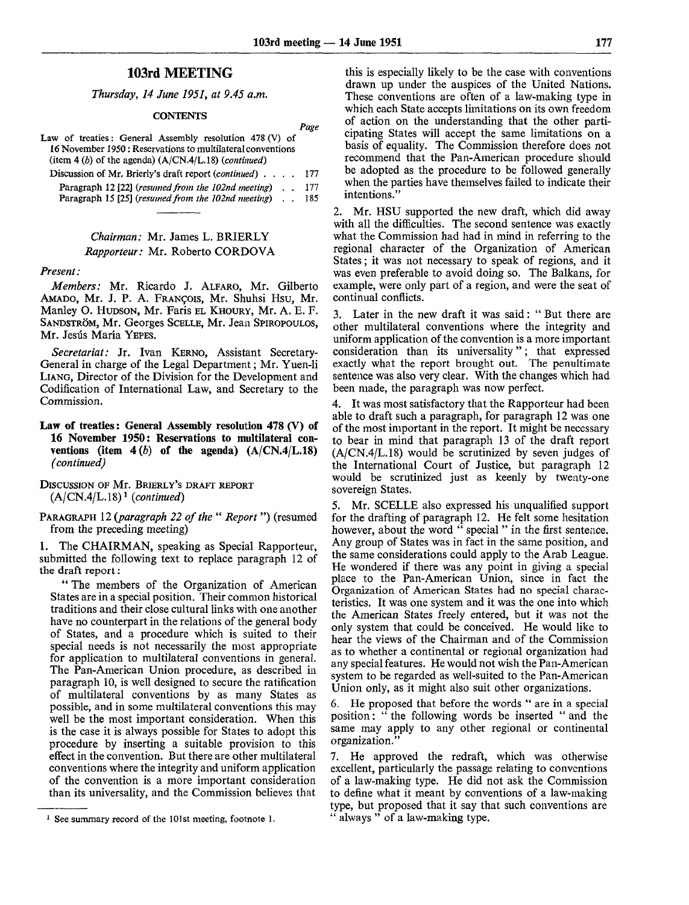# 103rd MEETING

*Thursday, 14 June 1951, at 9.45 a.m.*

**CONTENTS**

| | Page |
|---|---|
| Law of treaties: General Assembly resolution 478 (V) of 16 November 1950: Reservations to multilateral conventions (item 4 (*b*) of the agenda) (A/CN.4/L.18) (*continued*) | |
| Discussion of Mr. Brierly's draft report (*continued*) | 177 |
| Paragraph 12 [22] (*resumed from the 102nd meeting*) | 177 |
| Paragraph 15 [25] (*resumed from the 102nd meeting*) | 185 |

*Chairman:* Mr. James L. BRIERLY
*Rapporteur:* Mr. Roberto CORDOVA

*Present:*

*Members:* Mr. Ricardo J. ALFARO, Mr. Gilberto AMADO, Mr. J. P. A. FRANÇOIS, Mr. Shuhsi HSU, Mr. Manley O. HUDSON, Mr. Faris EL KHOURY, Mr. A. E. F. SANDSTRÖM, Mr. Georges SCELLE, Mr. Jean SPIROPOULOS, Mr. Jesús Maria YEPES.

*Secretariat:* Jr. Ivan KERNO, Assistant Secretary-General in charge of the Legal Department; Mr. Yuen-li LIANG, Director of the Division for the Development and Codification of International Law, and Secretary to the Commission.

**Law of treaties: General Assembly resolution 478 (V) of 16 November 1950: Reservations to multilateral conventions (item 4 (*b*) of the agenda) (A/CN.4/L.18) (*continued*)**

DISCUSSION OF Mr. BRIERLY'S DRAFT REPORT (A/CN.4/L.18)[1] (*continued*)

PARAGRAPH 12 (*paragraph 22 of the " Report "*) (resumed from the preceding meeting)

1. The CHAIRMAN, speaking as Special Rapporteur, submitted the following text to replace paragraph 12 of the draft report:

"The members of the Organization of American States are in a special position. Their common historical traditions and their close cultural links with one another have no counterpart in the relations of the general body of States, and a procedure which is suited to their special needs is not necessarily the most appropriate for application to multilateral conventions in general. The Pan-American Union procedure, as described in paragraph 10, is well designed to secure the ratification of multilateral conventions by as many States as possible, and in some multilateral conventions this may well be the most important consideration. When this is the case it is always possible for States to adopt this procedure by inserting a suitable provision to this effect in the convention. But there are other multilateral conventions where the integrity and uniform application of the convention is a more important consideration than its universality, and the Commission believes that this is especially likely to be the case with conventions drawn up under the auspices of the United Nations. These conventions are often of a law-making type in which each State accepts limitations on its own freedom of action on the understanding that the other participating States will accept the same limitations on a basis of equality. The Commission therefore does not recommend that the Pan-American procedure should be adopted as the procedure to be followed generally when the parties have themselves failed to indicate their intentions."

2. Mr. HSU supported the new draft, which did away with all the difficulties. The second sentence was exactly what the Commission had had in mind in referring to the regional character of the Organization of American States; it was not necessary to speak of regions, and it was even preferable to avoid doing so. The Balkans, for example, were only part of a region, and were the seat of continual conflicts.

3. Later in the new draft it was said: " But there are other multilateral conventions where the integrity and uniform application of the convention is a more important consideration than its universality "; that expressed exactly what the report brought out. The penultimate sentence was also very clear. With the changes which had been made, the paragraph was now perfect.

4. It was most satisfactory that the Rapporteur had been able to draft such a paragraph, for paragraph 12 was one of the most important in the report. It might be necessary to bear in mind that paragraph 13 of the draft report (A/CN.4/L.18) would be scrutinized by seven judges of the International Court of Justice, but paragraph 12 would be scrutinized just as keenly by twenty-one sovereign States.

5. Mr. SCELLE also expressed his unqualified support for the drafting of paragraph 12. He felt some hesitation however, about the word " special " in the first sentence. Any group of States was in fact in the same position, and the same considerations could apply to the Arab League. He wondered if there was any point in giving a special place to the Pan-American Union, since in fact the Organization of American States had no special characteristics. It was one system and it was the one into which the American States freely entered, but it was not the only system that could be conceived. He would like to hear the views of the Chairman and of the Commission as to whether a continental or regional organization had any special features. He would not wish the Pan-American system to be regarded as well-suited to the Pan-American Union only, as it might also suit other organizations.

6. He proposed that before the words " are in a special position: " the following words be inserted " and the same may apply to any other regional or continental organization."

7. He approved the redraft, which was otherwise excellent, particularly the passage relating to conventions of a law-making type. He did not ask the Commission to define what it meant by conventions of a law-making type, but proposed that it say that such conventions are " always " of a law-making type.

---

[1] See summary record of the 101st meeting, footnote 1.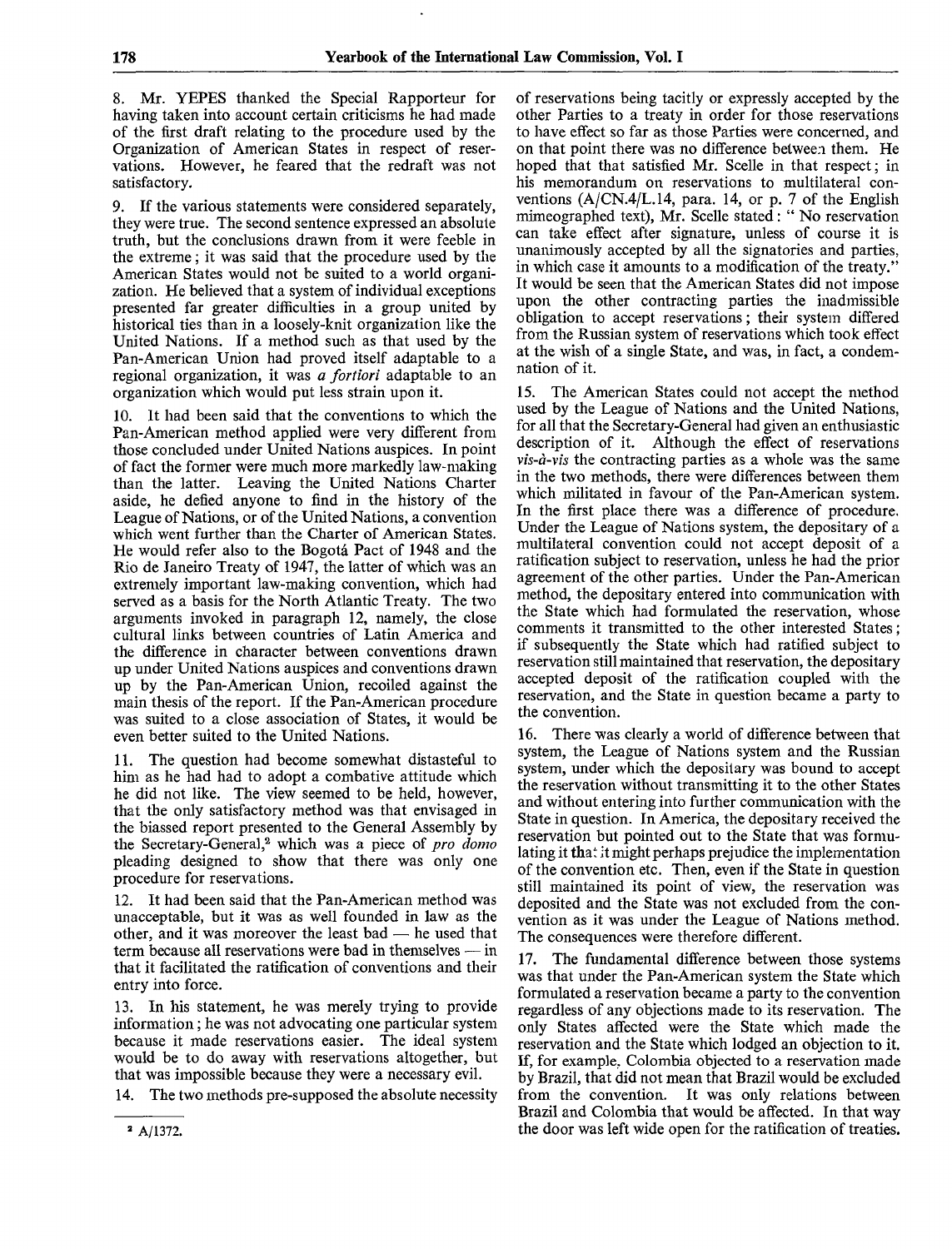8. Mr. YEPES thanked the Special Rapporteur for having taken into account certain criticisms he had made of the first draft relating to the procedure used by the Organization of American States in respect of reservations. However, he feared that the redraft was not satisfactory.

9. If the various statements were considered separately, they were true. The second sentence expressed an absolute truth, but the conclusions drawn from it were feeble in the extreme; it was said that the procedure used by the American States would not be suited to a world organization. He believed that a system of individual exceptions presented far greater difficulties in a group united by historical ties than in a loosely-knit organization like the United Nations. If a method such as that used by the Pan-American Union had proved itself adaptable to a regional organization, it was *a fortiori* adaptable to an organization which would put less strain upon it.

10. It had been said that the conventions to which the Pan-American method applied were very different from those concluded under United Nations auspices. In point of fact the former were much more markedly law-making than the latter. Leaving the United Nations Charter aside, he defied anyone to find in the history of the League of Nations, or of the United Nations, a convention which went further than the Charter of American States. He would refer also to the Bogotá Pact of 1948 and the Rio de Janeiro Treaty of 1947, the latter of which was an extremely important law-making convention, which had served as a basis for the North Atlantic Treaty. The two arguments invoked in paragraph 12, namely, the close cultural links between countries of Latin America and the difference in character between conventions drawn up under United Nations auspices and conventions drawn up by the Pan-American Union, recoiled against the main thesis of the report. If the Pan-American procedure was suited to a close association of States, it would be even better suited to the United Nations.

11. The question had become somewhat distasteful to him as he had had to adopt a combative attitude which he did not like. The view seemed to be held, however, that the only satisfactory method was that envisaged in the biassed report presented to the General Assembly by the Secretary-General,[2] which was a piece of *pro domo* pleading designed to show that there was only one procedure for reservations.

12. It had been said that the Pan-American method was unacceptable, but it was as well founded in law as the other, and it was moreover the least bad — he used that term because all reservations were bad in themselves — in that it facilitated the ratification of conventions and their entry into force.

13. In his statement, he was merely trying to provide information; he was not advocating one particular system because it made reservations easier. The ideal system would be to do away with reservations altogether, but that was impossible because they were a necessary evil.

14. The two methods pre-supposed the absolute necessity of reservations being tacitly or expressly accepted by the other Parties to a treaty in order for those reservations to have effect so far as those Parties were concerned, and on that point there was no difference between them. He hoped that that satisfied Mr. Scelle in that respect; in his memorandum on reservations to multilateral conventions (A/CN.4/L.14, para. 14, or p. 7 of the English mimeographed text), Mr. Scelle stated: " No reservation can take effect after signature, unless of course it is unanimously accepted by all the signatories and parties, in which case it amounts to a modification of the treaty." It would be seen that the American States did not impose upon the other contracting parties the inadmissible obligation to accept reservations; their system differed from the Russian system of reservations which took effect at the wish of a single State, and was, in fact, a condemnation of it.

15. The American States could not accept the method used by the League of Nations and the United Nations, for all that the Secretary-General had given an enthusiastic description of it. Although the effect of reservations *vis-à-vis* the contracting parties as a whole was the same in the two methods, there were differences between them which militated in favour of the Pan-American system. In the first place there was a difference of procedure. Under the League of Nations system, the depositary of a multilateral convention could not accept deposit of a ratification subject to reservation, unless he had the prior agreement of the other parties. Under the Pan-American method, the depositary entered into communication with the State which had formulated the reservation, whose comments it transmitted to the other interested States; if subsequently the State which had ratified subject to reservation still maintained that reservation, the depositary accepted deposit of the ratification coupled with the reservation, and the State in question became a party to the convention.

16. There was clearly a world of difference between that system, the League of Nations system and the Russian system, under which the depositary was bound to accept the reservation without transmitting it to the other States and without entering into further communication with the State in question. In America, the depositary received the reservation but pointed out to the State that was formulating it that it might perhaps prejudice the implementation of the convention etc. Then, even if the State in question still maintained its point of view, the reservation was deposited and the State was not excluded from the convention as it was under the League of Nations method. The consequences were therefore different.

17. The fundamental difference between those systems was that under the Pan-American system the State which formulated a reservation became a party to the convention regardless of any objections made to its reservation. The only States affected were the State which made the reservation and the State which lodged an objection to it. If, for example, Colombia objected to a reservation made by Brazil, that did not mean that Brazil would be excluded from the convention. It was only relations between Brazil and Colombia that would be affected. In that way the door was left wide open for the ratification of treaties.

[2] A/1372.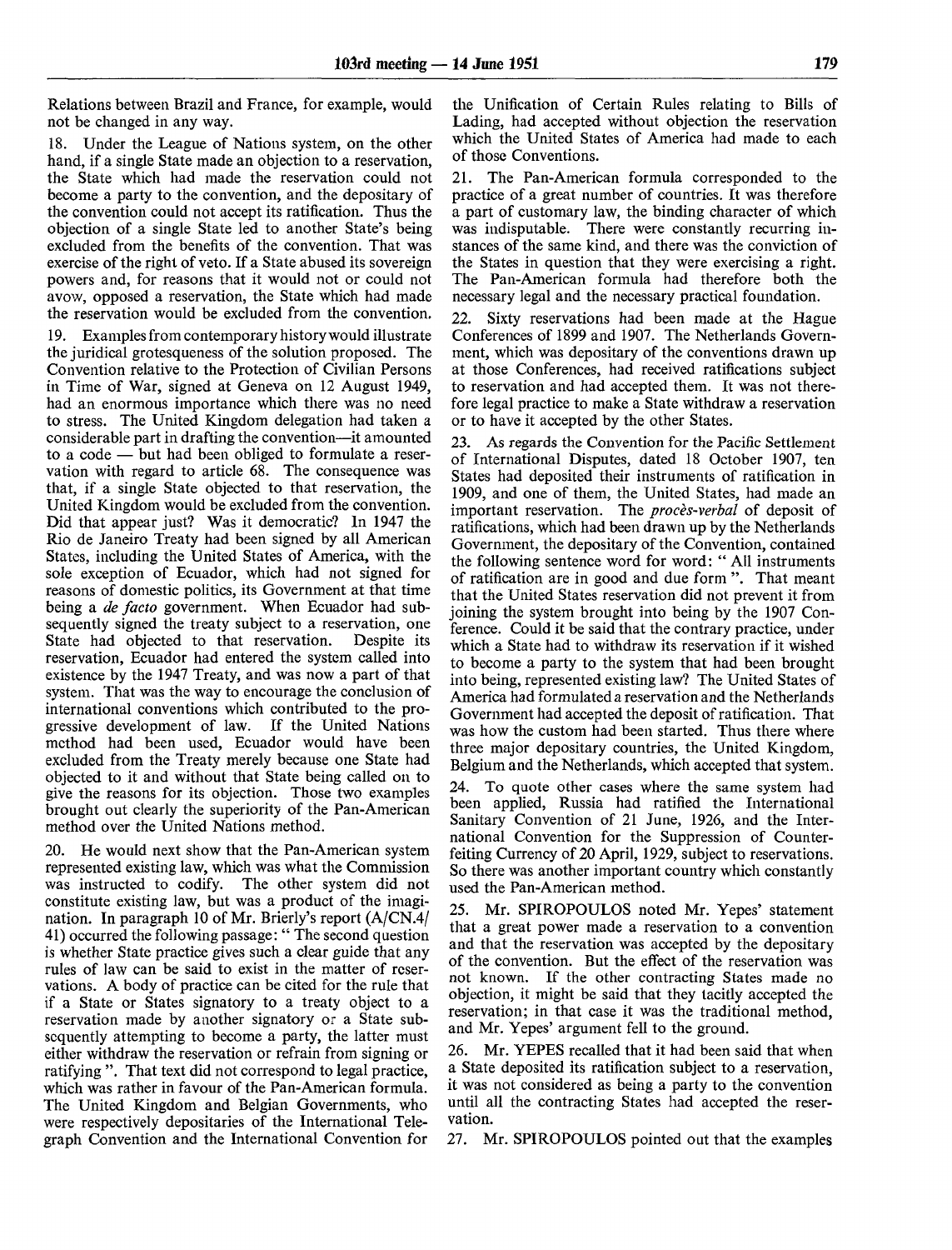Relations between Brazil and France, for example, would not be changed in any way.

18. Under the League of Nations system, on the other hand, if a single State made an objection to a reservation, the State which had made the reservation could not become a party to the convention, and the depositary of the convention could not accept its ratification. Thus the objection of a single State led to another State's being excluded from the benefits of the convention. That was exercise of the right of veto. If a State abused its sovereign powers and, for reasons that it would not or could not avow, opposed a reservation, the State which had made the reservation would be excluded from the convention.

19. Examples from contemporary history would illustrate the juridical grotesqueness of the solution proposed. The Convention relative to the Protection of Civilian Persons in Time of War, signed at Geneva on 12 August 1949, had an enormous importance which there was no need to stress. The United Kingdom delegation had taken a considerable part in drafting the convention—it amounted to a code — but had been obliged to formulate a reservation with regard to article 68. The consequence was that, if a single State objected to that reservation, the United Kingdom would be excluded from the convention. Did that appear just? Was it democratic? In 1947 the Rio de Janeiro Treaty had been signed by all American States, including the United States of America, with the sole exception of Ecuador, which had not signed for reasons of domestic politics, its Government at that time being a *de facto* government. When Ecuador had subsequently signed the treaty subject to a reservation, one State had objected to that reservation. Despite its reservation, Ecuador had entered the system called into existence by the 1947 Treaty, and was now a part of that system. That was the way to encourage the conclusion of international conventions which contributed to the progressive development of law. If the United Nations method had been used, Ecuador would have been excluded from the Treaty merely because one State had objected to it and without that State being called on to give the reasons for its objection. Those two examples brought out clearly the superiority of the Pan-American method over the United Nations method.

20. He would next show that the Pan-American system represented existing law, which was what the Commission was instructed to codify. The other system did not constitute existing law, but was a product of the imagination. In paragraph 10 of Mr. Brierly's report (A/CN.4/41) occurred the following passage: " The second question is whether State practice gives such a clear guide that any rules of law can be said to exist in the matter of reservations. A body of practice can be cited for the rule that if a State or States signatory to a treaty object to a reservation made by another signatory or a State subsequently attempting to become a party, the latter must either withdraw the reservation or refrain from signing or ratifying ". That text did not correspond to legal practice, which was rather in favour of the Pan-American formula. The United Kingdom and Belgian Governments, who were respectively depositaries of the International Telegraph Convention and the International Convention for the Unification of Certain Rules relating to Bills of Lading, had accepted without objection the reservation which the United States of America had made to each of those Conventions.

21. The Pan-American formula corresponded to the practice of a great number of countries. It was therefore a part of customary law, the binding character of which was indisputable. There were constantly recurring instances of the same kind, and there was the conviction of the States in question that they were exercising a right. The Pan-American formula had therefore both the necessary legal and the necessary practical foundation.

22. Sixty reservations had been made at the Hague Conferences of 1899 and 1907. The Netherlands Government, which was depositary of the conventions drawn up at those Conferences, had received ratifications subject to reservation and had accepted them. It was not therefore legal practice to make a State withdraw a reservation or to have it accepted by the other States.

23. As regards the Convention for the Pacific Settlement of International Disputes, dated 18 October 1907, ten States had deposited their instruments of ratification in 1909, and one of them, the United States, had made an important reservation. The *procès-verbal* of deposit of ratifications, which had been drawn up by the Netherlands Government, the depositary of the Convention, contained the following sentence word for word: " All instruments of ratification are in good and due form ". That meant that the United States reservation did not prevent it from joining the system brought into being by the 1907 Conference. Could it be said that the contrary practice, under which a State had to withdraw its reservation if it wished to become a party to the system that had been brought into being, represented existing law? The United States of America had formulated a reservation and the Netherlands Government had accepted the deposit of ratification. That was how the custom had been started. Thus there where three major depositary countries, the United Kingdom, Belgium and the Netherlands, which accepted that system.

24. To quote other cases where the same system had been applied, Russia had ratified the International Sanitary Convention of 21 June, 1926, and the International Convention for the Suppression of Counterfeiting Currency of 20 April, 1929, subject to reservations. So there was another important country which constantly used the Pan-American method.

25. Mr. SPIROPOULOS noted Mr. Yepes' statement that a great power made a reservation to a convention and that the reservation was accepted by the depositary of the convention. But the effect of the reservation was not known. If the other contracting States made no objection, it might be said that they tacitly accepted the reservation; in that case it was the traditional method, and Mr. Yepes' argument fell to the ground.

26. Mr. YEPES recalled that it had been said that when a State deposited its ratification subject to a reservation, it was not considered as being a party to the convention until all the contracting States had accepted the reservation.

27. Mr. SPIROPOULOS pointed out that the examples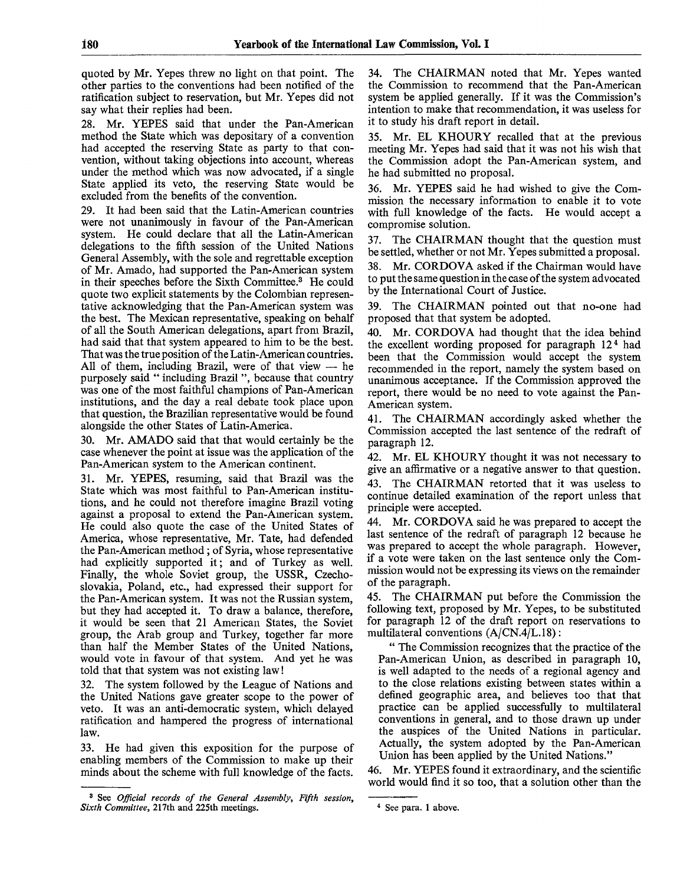quoted by Mr. Yepes threw no light on that point. The other parties to the conventions had been notified of the ratification subject to reservation, but Mr. Yepes did not say what their replies had been.

28. Mr. YEPES said that under the Pan-American method the State which was depositary of a convention had accepted the reserving State as party to that convention, without taking objections into account, whereas under the method which was now advocated, if a single State applied its veto, the reserving State would be excluded from the benefits of the convention.

29. It had been said that the Latin-American countries were not unanimously in favour of the Pan-American system. He could declare that all the Latin-American delegations to the fifth session of the United Nations General Assembly, with the sole and regrettable exception of Mr. Amado, had supported the Pan-American system in their speeches before the Sixth Committee.[3] He could quote two explicit statements by the Colombian representative acknowledging that the Pan-American system was the best. The Mexican representative, speaking on behalf of all the South American delegations, apart from Brazil, had said that that system appeared to him to be the best. That was the true position of the Latin-American countries. All of them, including Brazil, were of that view — he purposely said " including Brazil ", because that country was one of the most faithful champions of Pan-American institutions, and the day a real debate took place upon that question, the Brazilian representative would be found alongside the other States of Latin-America.

30. Mr. AMADO said that that would certainly be the case whenever the point at issue was the application of the Pan-American system to the American continent.

31. Mr. YEPES, resuming, said that Brazil was the State which was most faithful to Pan-American institutions, and he could not therefore imagine Brazil voting against a proposal to extend the Pan-American system. He could also quote the case of the United States of America, whose representative, Mr. Tate, had defended the Pan-American method; of Syria, whose representative had explicitly supported it; and of Turkey as well. Finally, the whole Soviet group, the USSR, Czechoslovakia, Poland, etc., had expressed their support for the Pan-American system. It was not the Russian system, but they had accepted it. To draw a balance, therefore, it would be seen that 21 American States, the Soviet group, the Arab group and Turkey, together far more than half the Member States of the United Nations, would vote in favour of that system. And yet he was told that that system was not existing law!

32. The system followed by the League of Nations and the United Nations gave greater scope to the power of veto. It was an anti-democratic system, which delayed ratification and hampered the progress of international law.

33. He had given this exposition for the purpose of enabling members of the Commission to make up their minds about the scheme with full knowledge of the facts.

34. The CHAIRMAN noted that Mr. Yepes wanted the Commission to recommend that the Pan-American system be applied generally. If it was the Commission's intention to make that recommendation, it was useless for it to study his draft report in detail.

35. Mr. EL KHOURY recalled that at the previous meeting Mr. Yepes had said that it was not his wish that the Commission adopt the Pan-American system, and he had submitted no proposal.

36. Mr. YEPES said he had wished to give the Commission the necessary information to enable it to vote with full knowledge of the facts. He would accept a compromise solution.

37. The CHAIRMAN thought that the question must be settled, whether or not Mr. Yepes submitted a proposal.

38. Mr. CORDOVA asked if the Chairman would have to put the same question in the case of the system advocated by the International Court of Justice.

39. The CHAIRMAN pointed out that no-one had proposed that that system be adopted.

40. Mr. CORDOVA had thought that the idea behind the excellent wording proposed for paragraph 12[4] had been that the Commission would accept the system recommended in the report, namely the system based on unanimous acceptance. If the Commission approved the report, there would be no need to vote against the Pan-American system.

41. The CHAIRMAN accordingly asked whether the Commission accepted the last sentence of the redraft of paragraph 12.

42. Mr. EL KHOURY thought it was not necessary to give an affirmative or a negative answer to that question.

43. The CHAIRMAN retorted that it was useless to continue detailed examination of the report unless that principle were accepted.

44. Mr. CORDOVA said he was prepared to accept the last sentence of the redraft of paragraph 12 because he was prepared to accept the whole paragraph. However, if a vote were taken on the last sentence only the Commission would not be expressing its views on the remainder of the paragraph.

45. The CHAIRMAN put before the Commission the following text, proposed by Mr. Yepes, to be substituted for paragraph 12 of the draft report on reservations to multilateral conventions (A/CN.4/L.18):

" The Commission recognizes that the practice of the Pan-American Union, as described in paragraph 10, is well adapted to the needs of a regional agency and to the close relations existing between states within a defined geographic area, and believes too that that practice can be applied successfully to multilateral conventions in general, and to those drawn up under the auspices of the United Nations in particular. Actually, the system adopted by the Pan-American Union has been applied by the United Nations."

46. Mr. YEPES found it extraordinary, and the scientific world would find it so too, that a solution other than the

---

[3] See *Official records of the General Assembly, Fifth session, Sixth Committee*, 217th and 225th meetings.

[4] See para. 1 above.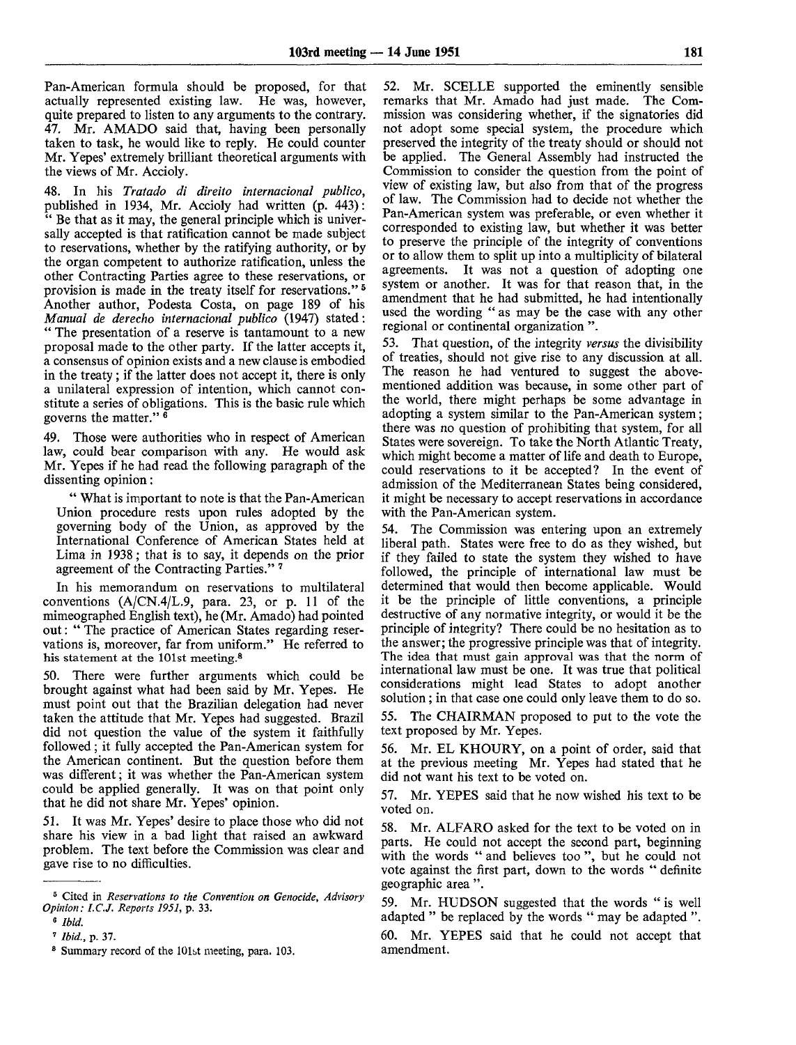Pan-American formula should be proposed, for that actually represented existing law. He was, however, quite prepared to listen to any arguments to the contrary.

47. Mr. AMADO said that, having been personally taken to task, he would like to reply. He could counter Mr. Yepes' extremely brilliant theoretical arguments with the views of Mr. Accioly.

48. In his *Tratado di direito internacional publico*, published in 1934, Mr. Accioly had written (p. 443): " Be that as it may, the general principle which is universally accepted is that ratification cannot be made subject to reservations, whether by the ratifying authority, or by the organ competent to authorize ratification, unless the other Contracting Parties agree to these reservations, or provision is made in the treaty itself for reservations."[5] Another author, Podesta Costa, on page 189 of his *Manual de derecho internacional publico* (1947) stated: " The presentation of a reserve is tantamount to a new proposal made to the other party. If the latter accepts it, a consensus of opinion exists and a new clause is embodied in the treaty; if the latter does not accept it, there is only a unilateral expression of intention, which cannot constitute a series of obligations. This is the basic rule which governs the matter."[6]

49. Those were authorities who in respect of American law, could bear comparison with any. He would ask Mr. Yepes if he had read the following paragraph of the dissenting opinion:

" What is important to note is that the Pan-American Union procedure rests upon rules adopted by the governing body of the Union, as approved by the International Conference of American States held at Lima in 1938; that is to say, it depends on the prior agreement of the Contracting Parties."[7]

In his memorandum on reservations to multilateral conventions (A/CN.4/L.9, para. 23, or p. 11 of the mimeographed English text), he (Mr. Amado) had pointed out: " The practice of American States regarding reservations is, moreover, far from uniform." He referred to his statement at the 101st meeting.[8]

50. There were further arguments which could be brought against what had been said by Mr. Yepes. He must point out that the Brazilian delegation had never taken the attitude that Mr. Yepes had suggested. Brazil did not question the value of the system it faithfully followed; it fully accepted the Pan-American system for the American continent. But the question before them was different; it was whether the Pan-American system could be applied generally. It was on that point only that he did not share Mr. Yepes' opinion.

51. It was Mr. Yepes' desire to place those who did not share his view in a bad light that raised an awkward problem. The text before the Commission was clear and gave rise to no difficulties.

52. Mr. SCELLE supported the eminently sensible remarks that Mr. Amado had just made. The Commission was considering whether, if the signatories did not adopt some special system, the procedure which preserved the integrity of the treaty should or should not be applied. The General Assembly had instructed the Commission to consider the question from the point of view of existing law, but also from that of the progress of law. The Commission had to decide not whether the Pan-American system was preferable, or even whether it corresponded to existing law, but whether it was better to preserve the principle of the integrity of conventions or to allow them to split up into a multiplicity of bilateral agreements. It was not a question of adopting one system or another. It was for that reason that, in the amendment that he had submitted, he had intentionally used the wording " as may be the case with any other regional or continental organization ".

53. That question, of the integrity *versus* the divisibility of treaties, should not give rise to any discussion at all. The reason he had ventured to suggest the above-mentioned addition was because, in some other part of the world, there might perhaps be some advantage in adopting a system similar to the Pan-American system; there was no question of prohibiting that system, for all States were sovereign. To take the North Atlantic Treaty, which might become a matter of life and death to Europe, could reservations to it be accepted? In the event of admission of the Mediterranean States being considered, it might be necessary to accept reservations in accordance with the Pan-American system.

54. The Commission was entering upon an extremely liberal path. States were free to do as they wished, but if they failed to state the system they wished to have followed, the principle of international law must be determined that would then become applicable. Would it be the principle of little conventions, a principle destructive of any normative integrity, or would it be the principle of integrity? There could be no hesitation as to the answer; the progressive principle was that of integrity. The idea that must gain approval was that the norm of international law must be one. It was true that political considerations might lead States to adopt another solution; in that case one could only leave them to do so.

55. The CHAIRMAN proposed to put to the vote the text proposed by Mr. Yepes.

56. Mr. EL KHOURY, on a point of order, said that at the previous meeting Mr. Yepes had stated that he did not want his text to be voted on.

57. Mr. YEPES said that he now wished his text to be voted on.

58. Mr. ALFARO asked for the text to be voted on in parts. He could not accept the second part, beginning with the words " and believes too ", but he could not vote against the first part, down to the words " definite geographic area ".

59. Mr. HUDSON suggested that the words " is well adapted " be replaced by the words " may be adapted ".

60. Mr. YEPES said that he could not accept that amendment.

---

[5] Cited in *Reservations to the Convention on Genocide, Advisory Opinion: I.C.J. Reports 1951*, p. 33.

[6] *Ibid.*

[7] *Ibid.*, p. 37.

[8] Summary record of the 101st meeting, para. 103.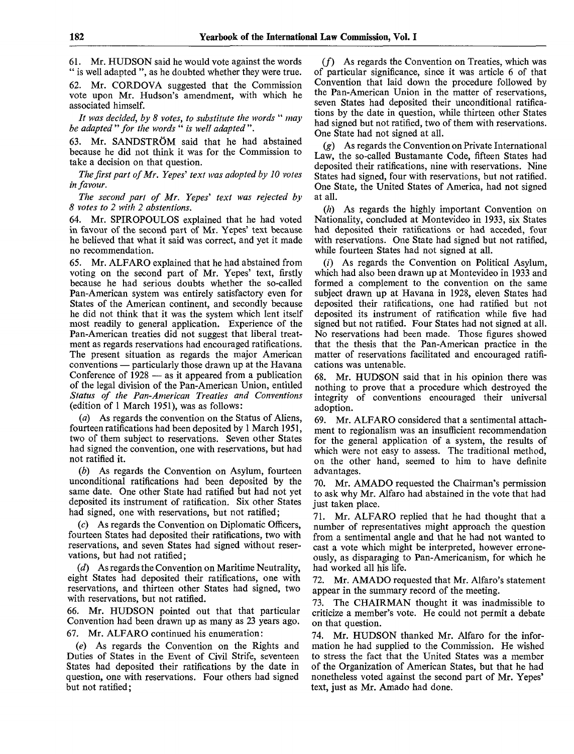61. Mr. HUDSON said he would vote against the words " is well adapted ", as he doubted whether they were true.

62. Mr. CORDOVA suggested that the Commission vote upon Mr. Hudson's amendment, with which he associated himself.

*It was decided, by 8 votes, to substitute the words " may be adapted " for the words " is well adapted ".*

63. Mr. SANDSTRÖM said that he had abstained because he did not think it was for the Commission to take a decision on that question.

*The first part of Mr. Yepes' text was adopted by 10 votes in favour.*

*The second part of Mr. Yepes' text was rejected by 8 votes to 2 with 2 abstentions.*

64. Mr. SPIROPOULOS explained that he had voted in favour of the second part of Mr. Yepes' text because he believed that what it said was correct, and yet it made no recommendation.

65. Mr. ALFARO explained that he had abstained from voting on the second part of Mr. Yepes' text, firstly because he had serious doubts whether the so-called Pan-American system was entirely satisfactory even for States of the American continent, and secondly because he did not think that it was the system which lent itself most readily to general application. Experience of the Pan-American treaties did not suggest that liberal treatment as regards reservations had encouraged ratifications. The present situation as regards the major American conventions — particularly those drawn up at the Havana Conference of 1928 — as it appeared from a publication of the legal division of the Pan-American Union, entitled *Status of the Pan-American Treaties and Conventions* (edition of 1 March 1951), was as follows:

(*a*) As regards the convention on the Status of Aliens, fourteen ratifications had been deposited by 1 March 1951, two of them subject to reservations. Seven other States had signed the convention, one with reservations, but had not ratified it.

(*b*) As regards the Convention on Asylum, fourteen unconditional ratifications had been deposited by the same date. One other State had ratified but had not yet deposited its instrument of ratification. Six other States had signed, one with reservations, but not ratified;

(*c*) As regards the Convention on Diplomatic Officers, fourteen States had deposited their ratifications, two with reservations, and seven States had signed without reservations, but had not ratified;

(*d*) As regards the Convention on Maritime Neutrality, eight States had deposited their ratifications, one with reservations, and thirteen other States had signed, two with reservations, but not ratified.

66. Mr. HUDSON pointed out that that particular Convention had been drawn up as many as 23 years ago.

67. Mr. ALFARO continued his enumeration:

(*e*) As regards the Convention on the Rights and Duties of States in the Event of Civil Strife, seventeen States had deposited their ratifications by the date in question, one with reservations. Four others had signed but not ratified;

(*f*) As regards the Convention on Treaties, which was of particular significance, since it was article 6 of that Convention that laid down the procedure followed by the Pan-American Union in the matter of reservations, seven States had deposited their unconditional ratifications by the date in question, while thirteen other States had signed but not ratified, two of them with reservations. One State had not signed at all.

(*g*) As regards the Convention on Private International Law, the so-called Bustamante Code, fifteen States had deposited their ratifications, nine with reservations. Nine States had signed, four with reservations, but not ratified. One State, the United States of America, had not signed at all.

(*h*) As regards the highly important Convention on Nationality, concluded at Montevideo in 1933, six States had deposited their ratifications or had acceded, four with reservations. One State had signed but not ratified, while fourteen States had not signed at all.

(*i*) As regards the Convention on Political Asylum, which had also been drawn up at Montevideo in 1933 and formed a complement to the convention on the same subject drawn up at Havana in 1928, eleven States had deposited their ratifications, one had ratified but not deposited its instrument of ratification while five had signed but not ratified. Four States had not signed at all. No reservations had been made. Those figures showed that the thesis that the Pan-American practice in the matter of reservations facilitated and encouraged ratifications was untenable.

68. Mr. HUDSON said that in his opinion there was nothing to prove that a procedure which destroyed the integrity of conventions encouraged their universal adoption.

69. Mr. ALFARO considered that a sentimental attachment to regionalism was an insufficient recommendation for the general application of a system, the results of which were not easy to assess. The traditional method, on the other hand, seemed to him to have definite advantages.

70. Mr. AMADO requested the Chairman's permission to ask why Mr. Alfaro had abstained in the vote that had just taken place.

71. Mr. ALFARO replied that he had thought that a number of representatives might approach the question from a sentimental angle and that he had not wanted to cast a vote which might be interpreted, however erroneously, as disparaging to Pan-Americanism, for which he had worked all his life.

72. Mr. AMADO requested that Mr. Alfaro's statement appear in the summary record of the meeting.

73. The CHAIRMAN thought it was inadmissible to criticize a member's vote. He could not permit a debate on that question.

74. Mr. HUDSON thanked Mr. Alfaro for the information he had supplied to the Commission. He wished to stress the fact that the United States was a member of the Organization of American States, but that he had nonetheless voted against the second part of Mr. Yepes' text, just as Mr. Amado had done.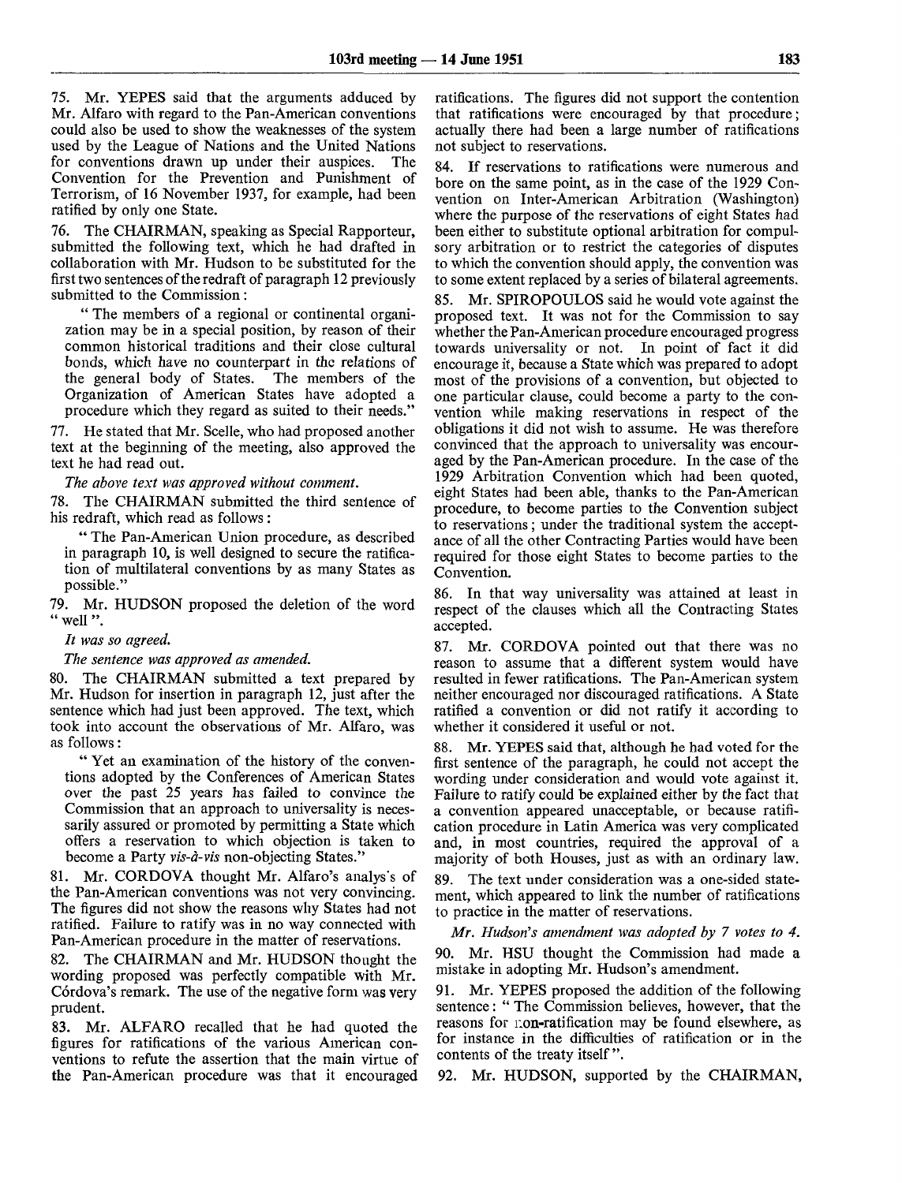75. Mr. YEPES said that the arguments adduced by Mr. Alfaro with regard to the Pan-American conventions could also be used to show the weaknesses of the system used by the League of Nations and the United Nations for conventions drawn up under their auspices. The Convention for the Prevention and Punishment of Terrorism, of 16 November 1937, for example, had been ratified by only one State.

76. The CHAIRMAN, speaking as Special Rapporteur, submitted the following text, which he had drafted in collaboration with Mr. Hudson to be substituted for the first two sentences of the redraft of paragraph 12 previously submitted to the Commission:

" The members of a regional or continental organization may be in a special position, by reason of their common historical traditions and their close cultural bonds, which have no counterpart in the relations of the general body of States. The members of the Organization of American States have adopted a procedure which they regard as suited to their needs."

77. He stated that Mr. Scelle, who had proposed another text at the beginning of the meeting, also approved the text he had read out.

*The above text was approved without comment.*

78. The CHAIRMAN submitted the third sentence of his redraft, which read as follows:

" The Pan-American Union procedure, as described in paragraph 10, is well designed to secure the ratification of multilateral conventions by as many States as possible."

79. Mr. HUDSON proposed the deletion of the word " well ".

*It was so agreed.*

*The sentence was approved as amended.*

80. The CHAIRMAN submitted a text prepared by Mr. Hudson for insertion in paragraph 12, just after the sentence which had just been approved. The text, which took into account the observations of Mr. Alfaro, was as follows:

" Yet an examination of the history of the conventions adopted by the Conferences of American States over the past 25 years has failed to convince the Commission that an approach to universality is necessarily assured or promoted by permitting a State which offers a reservation to which objection is taken to become a Party *vis-à-vis* non-objecting States."

81. Mr. CORDOVA thought Mr. Alfaro's analysis of the Pan-American conventions was not very convincing. The figures did not show the reasons why States had not ratified. Failure to ratify was in no way connected with Pan-American procedure in the matter of reservations.

82. The CHAIRMAN and Mr. HUDSON thought the wording proposed was perfectly compatible with Mr. Córdova's remark. The use of the negative form was very prudent.

83. Mr. ALFARO recalled that he had quoted the figures for ratifications of the various American conventions to refute the assertion that the main virtue of the Pan-American procedure was that it encouraged ratifications. The figures did not support the contention that ratifications were encouraged by that procedure; actually there had been a large number of ratifications not subject to reservations.

84. If reservations to ratifications were numerous and bore on the same point, as in the case of the 1929 Convention on Inter-American Arbitration (Washington) where the purpose of the reservations of eight States had been either to substitute optional arbitration for compulsory arbitration or to restrict the categories of disputes to which the convention should apply, the convention was to some extent replaced by a series of bilateral agreements.

85. Mr. SPIROPOULOS said he would vote against the proposed text. It was not for the Commission to say whether the Pan-American procedure encouraged progress towards universality or not. In point of fact it did encourage it, because a State which was prepared to adopt most of the provisions of a convention, but objected to one particular clause, could become a party to the convention while making reservations in respect of the obligations it did not wish to assume. He was therefore convinced that the approach to universality was encouraged by the Pan-American procedure. In the case of the 1929 Arbitration Convention which had been quoted, eight States had been able, thanks to the Pan-American procedure, to become parties to the Convention subject to reservations; under the traditional system the acceptance of all the other Contracting Parties would have been required for those eight States to become parties to the Convention.

86. In that way universality was attained at least in respect of the clauses which all the Contracting States accepted.

87. Mr. CORDOVA pointed out that there was no reason to assume that a different system would have resulted in fewer ratifications. The Pan-American system neither encouraged nor discouraged ratifications. A State ratified a convention or did not ratify it according to whether it considered it useful or not.

88. Mr. YEPES said that, although he had voted for the first sentence of the paragraph, he could not accept the wording under consideration and would vote against it. Failure to ratify could be explained either by the fact that a convention appeared unacceptable, or because ratification procedure in Latin America was very complicated and, in most countries, required the approval of a majority of both Houses, just as with an ordinary law.

89. The text under consideration was a one-sided statement, which appeared to link the number of ratifications to practice in the matter of reservations.

*Mr. Hudson's amendment was adopted by 7 votes to 4.*

90. Mr. HSU thought the Commission had made a mistake in adopting Mr. Hudson's amendment.

91. Mr. YEPES proposed the addition of the following sentence: " The Commission believes, however, that the reasons for non-ratification may be found elsewhere, as for instance in the difficulties of ratification or in the contents of the treaty itself ".

92. Mr. HUDSON, supported by the CHAIRMAN,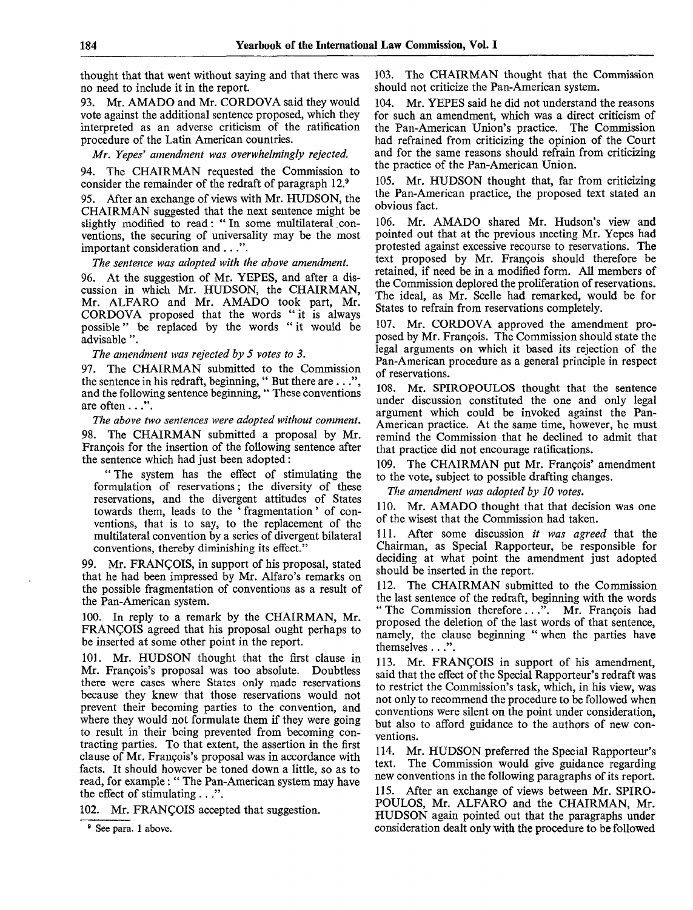thought that that went without saying and that there was no need to include it in the report.

93. Mr. AMADO and Mr. CORDOVA said they would vote against the additional sentence proposed, which they interpreted as an adverse criticism of the ratification procedure of the Latin American countries.

*Mr. Yepes' amendment was overwhelmingly rejected.*

94. The CHAIRMAN requested the Commission to consider the remainder of the redraft of paragraph 12.[9]

95. After an exchange of views with Mr. HUDSON, the CHAIRMAN suggested that the next sentence might be slightly modified to read: " In some multilateral conventions, the securing of universality may be the most important consideration and . . .".

*The sentence was adopted with the above amendment.*

96. At the suggestion of Mr. YEPES, and after a discussion in which Mr. HUDSON, the CHAIRMAN, Mr. ALFARO and Mr. AMADO took part, Mr. CORDOVA proposed that the words " it is always possible " be replaced by the words " it would be advisable ".

*The amendment was rejected by 5 votes to 3.*

97. The CHAIRMAN submitted to the Commission the sentence in his redraft, beginning, " But there are . . .", and the following sentence beginning, " These conventions are often . . .".

*The above two sentences were adopted without comment.*

98. The CHAIRMAN submitted a proposal by Mr. François for the insertion of the following sentence after the sentence which had just been adopted:

> " The system has the effect of stimulating the formulation of reservations; the diversity of these reservations, and the divergent attitudes of States towards them, leads to the ' fragmentation ' of conventions, that is to say, to the replacement of the multilateral convention by a series of divergent bilateral conventions, thereby diminishing its effect."

99. Mr. FRANÇOIS, in support of his proposal, stated that he had been impressed by Mr. Alfaro's remarks on the possible fragmentation of conventions as a result of the Pan-American system.

100. In reply to a remark by the CHAIRMAN, Mr. FRANÇOIS agreed that his proposal ought perhaps to be inserted at some other point in the report.

101. Mr. HUDSON thought that the first clause in Mr. François's proposal was too absolute. Doubtless there were cases where States only made reservations because they knew that those reservations would not prevent their becoming parties to the convention, and where they would not formulate them if they were going to result in their being prevented from becoming contracting parties. To that extent, the assertion in the first clause of Mr. François's proposal was in accordance with facts. It should however be toned down a little, so as to read, for example: " The Pan-American system may have the effect of stimulating . . .".

102. Mr. FRANÇOIS accepted that suggestion.

103. The CHAIRMAN thought that the Commission should not criticize the Pan-American system.

104. Mr. YEPES said he did not understand the reasons for such an amendment, which was a direct criticism of the Pan-American Union's practice. The Commission had refrained from criticizing the opinion of the Court and for the same reasons should refrain from criticizing the practice of the Pan-American Union.

105. Mr. HUDSON thought that, far from criticizing the Pan-American practice, the proposed text stated an obvious fact.

106. Mr. AMADO shared Mr. Hudson's view and pointed out that at the previous meeting Mr. Yepes had protested against excessive recourse to reservations. The text proposed by Mr. François should therefore be retained, if need be in a modified form. All members of the Commission deplored the proliferation of reservations. The ideal, as Mr. Scelle had remarked, would be for States to refrain from reservations completely.

107. Mr. CORDOVA approved the amendment proposed by Mr. François. The Commission should state the legal arguments on which it based its rejection of the Pan-American procedure as a general principle in respect of reservations.

108. Mr. SPIROPOULOS thought that the sentence under discussion constituted the one and only legal argument which could be invoked against the Pan-American practice. At the same time, however, he must remind the Commission that he declined to admit that that practice did not encourage ratifications.

109. The CHAIRMAN put Mr. François' amendment to the vote, subject to possible drafting changes.

*The amendment was adopted by 10 votes.*

110. Mr. AMADO thought that that decision was one of the wisest that the Commission had taken.

111. After some discussion *it was agreed* that the Chairman, as Special Rapporteur, be responsible for deciding at what point the amendment just adopted should be inserted in the report.

112. The CHAIRMAN submitted to the Commission the last sentence of the redraft, beginning with the words " The Commission therefore . . .". Mr. François had proposed the deletion of the last words of that sentence, namely, the clause beginning " when the parties have themselves . . .".

113. Mr. FRANÇOIS in support of his amendment, said that the effect of the Special Rapporteur's redraft was to restrict the Commission's task, which, in his view, was not only to recommend the procedure to be followed when conventions were silent on the point under consideration, but also to afford guidance to the authors of new conventions.

114. Mr. HUDSON preferred the Special Rapporteur's text. The Commission would give guidance regarding new conventions in the following paragraphs of its report.

115. After an exchange of views between Mr. SPIROPOULOS, Mr. ALFARO and the CHAIRMAN, Mr. HUDSON again pointed out that the paragraphs under consideration dealt only with the procedure to be followed

---

[9] See para. 1 above.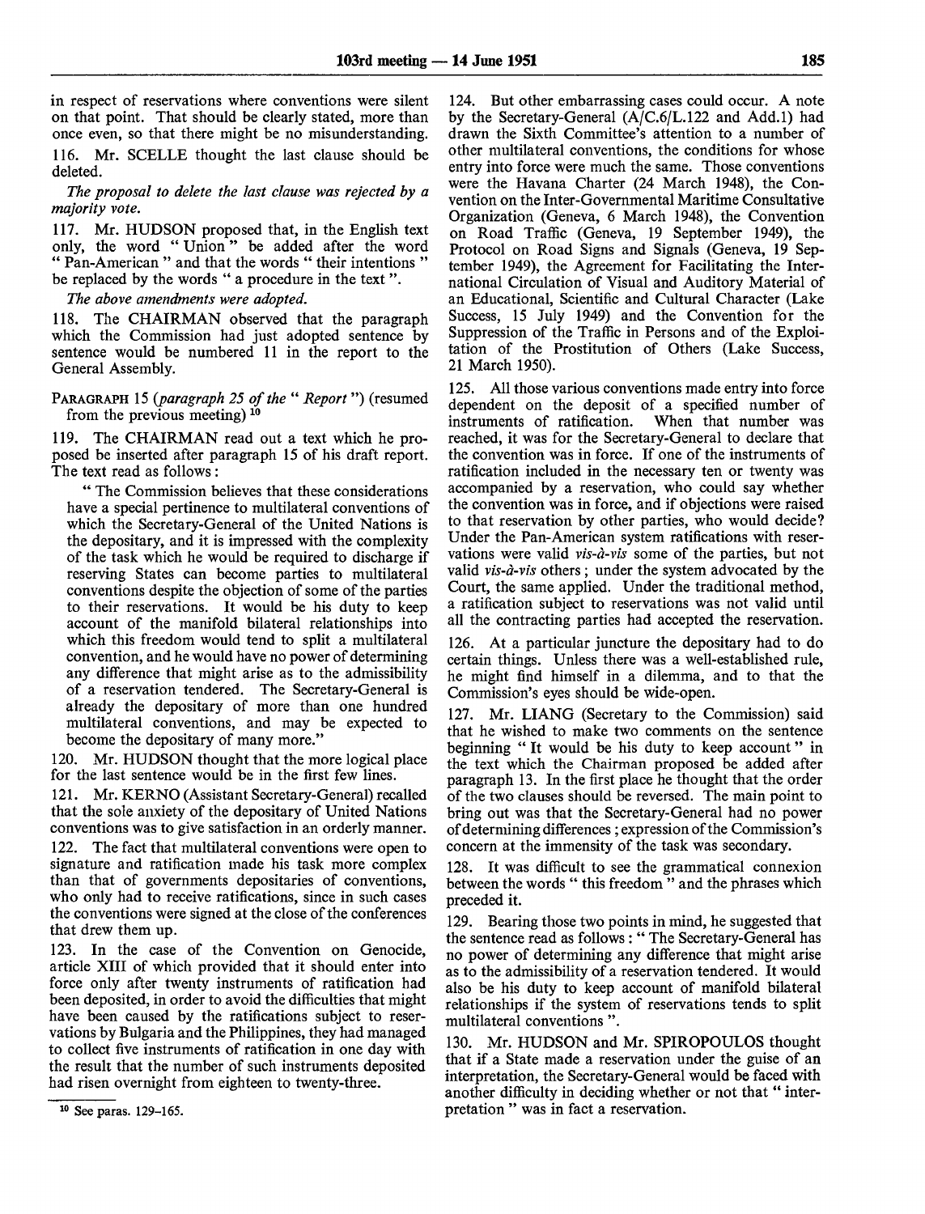in respect of reservations where conventions were silent on that point. That should be clearly stated, more than once even, so that there might be no misunderstanding.

116. Mr. SCELLE thought the last clause should be deleted.

*The proposal to delete the last clause was rejected by a majority vote.*

117. Mr. HUDSON proposed that, in the English text only, the word " Union " be added after the word " Pan-American " and that the words " their intentions " be replaced by the words " a procedure in the text ".

*The above amendments were adopted.*

118. The CHAIRMAN observed that the paragraph which the Commission had just adopted sentence by sentence would be numbered 11 in the report to the General Assembly.

PARAGRAPH 15 (*paragraph 25 of the " Report "*) (resumed from the previous meeting) [10]

119. The CHAIRMAN read out a text which he proposed be inserted after paragraph 15 of his draft report. The text read as follows:

" The Commission believes that these considerations have a special pertinence to multilateral conventions of which the Secretary-General of the United Nations is the depositary, and it is impressed with the complexity of the task which he would be required to discharge if reserving States can become parties to multilateral conventions despite the objection of some of the parties to their reservations. It would be his duty to keep account of the manifold bilateral relationships into which this freedom would tend to split a multilateral convention, and he would have no power of determining any difference that might arise as to the admissibility of a reservation tendered. The Secretary-General is already the depositary of more than one hundred multilateral conventions, and may be expected to become the depositary of many more."

120. Mr. HUDSON thought that the more logical place for the last sentence would be in the first few lines.

121. Mr. KERNO (Assistant Secretary-General) recalled that the sole anxiety of the depositary of United Nations conventions was to give satisfaction in an orderly manner.

122. The fact that multilateral conventions were open to signature and ratification made his task more complex than that of governments depositaries of conventions, who only had to receive ratifications, since in such cases the conventions were signed at the close of the conferences that drew them up.

123. In the case of the Convention on Genocide, article XIII of which provided that it should enter into force only after twenty instruments of ratification had been deposited, in order to avoid the difficulties that might have been caused by the ratifications subject to reservations by Bulgaria and the Philippines, they had managed to collect five instruments of ratification in one day with the result that the number of such instruments deposited had risen overnight from eighteen to twenty-three.

124. But other embarrassing cases could occur. A note by the Secretary-General (A/C.6/L.122 and Add.1) had drawn the Sixth Committee's attention to a number of other multilateral conventions, the conditions for whose entry into force were much the same. Those conventions were the Havana Charter (24 March 1948), the Convention on the Inter-Governmental Maritime Consultative Organization (Geneva, 6 March 1948), the Convention on Road Traffic (Geneva, 19 September 1949), the Protocol on Road Signs and Signals (Geneva, 19 September 1949), the Agreement for Facilitating the International Circulation of Visual and Auditory Material of an Educational, Scientific and Cultural Character (Lake Success, 15 July 1949) and the Convention for the Suppression of the Traffic in Persons and of the Exploitation of the Prostitution of Others (Lake Success, 21 March 1950).

125. All those various conventions made entry into force dependent on the deposit of a specified number of instruments of ratification. When that number was reached, it was for the Secretary-General to declare that the convention was in force. If one of the instruments of ratification included in the necessary ten or twenty was accompanied by a reservation, who could say whether the convention was in force, and if objections were raised to that reservation by other parties, who would decide? Under the Pan-American system ratifications with reservations were valid *vis-à-vis* some of the parties, but not valid *vis-à-vis* others; under the system advocated by the Court, the same applied. Under the traditional method, a ratification subject to reservations was not valid until all the contracting parties had accepted the reservation.

126. At a particular juncture the depositary had to do certain things. Unless there was a well-established rule, he might find himself in a dilemma, and to that the Commission's eyes should be wide-open.

127. Mr. LIANG (Secretary to the Commission) said that he wished to make two comments on the sentence beginning " It would be his duty to keep account " in the text which the Chairman proposed be added after paragraph 13. In the first place he thought that the order of the two clauses should be reversed. The main point to bring out was that the Secretary-General had no power of determining differences; expression of the Commission's concern at the immensity of the task was secondary.

128. It was difficult to see the grammatical connexion between the words " this freedom " and the phrases which preceded it.

129. Bearing those two points in mind, he suggested that the sentence read as follows: " The Secretary-General has no power of determining any difference that might arise as to the admissibility of a reservation tendered. It would also be his duty to keep account of manifold bilateral relationships if the system of reservations tends to split multilateral conventions ".

130. Mr. HUDSON and Mr. SPIROPOULOS thought that if a State made a reservation under the guise of an interpretation, the Secretary-General would be faced with another difficulty in deciding whether or not that " interpretation " was in fact a reservation.

---

[10] See paras. 129–165.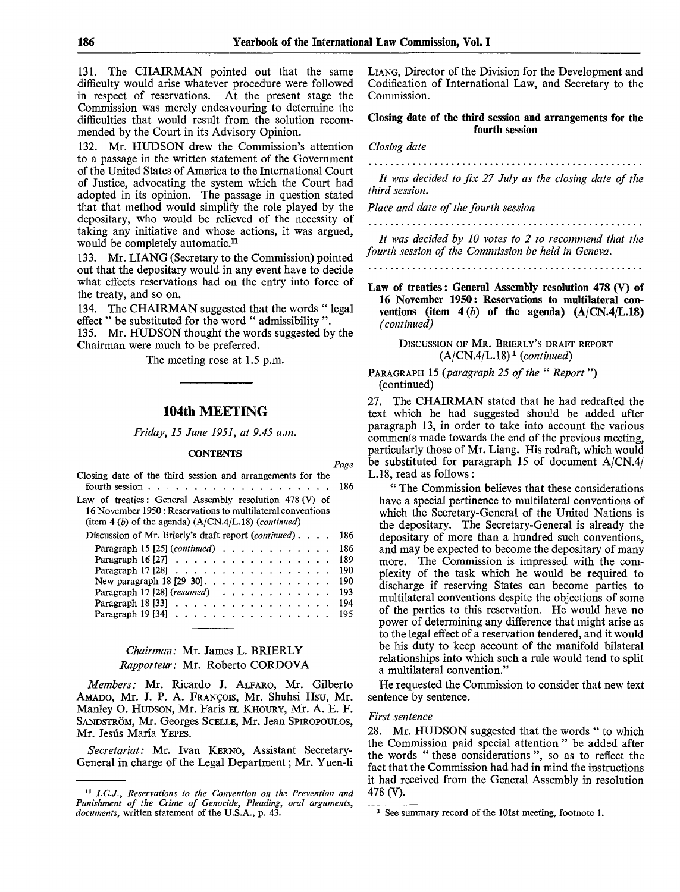131. The CHAIRMAN pointed out that the same difficulty would arise whatever procedure were followed in respect of reservations. At the present stage the Commission was merely endeavouring to determine the difficulties that would result from the solution recommended by the Court in its Advisory Opinion.

132. Mr. HUDSON drew the Commission's attention to a passage in the written statement of the Government of the United States of America to the International Court of Justice, advocating the system which the Court had adopted in its opinion. The passage in question stated that that method would simplify the role played by the depositary, who would be relieved of the necessity of taking any initiative and whose actions, it was argued, would be completely automatic.[11]

133. Mr. LIANG (Secretary to the Commission) pointed out that the depositary would in any event have to decide what effects reservations had on the entry into force of the treaty, and so on.

134. The CHAIRMAN suggested that the words " legal effect " be substituted for the word " admissibility ".

135. Mr. HUDSON thought the words suggested by the Chairman were much to be preferred.

The meeting rose at 1.5 p.m.

## 104th MEETING

*Friday, 15 June 1951, at 9.45 a.m.*

**CONTENTS**

| | Page |
|---|---|
| Closing date of the third session and arrangements for the fourth session | 186 |
| Law of treaties: General Assembly resolution 478 (V) of 16 November 1950: Reservations to multilateral conventions (item 4 (b) of the agenda) (A/CN.4/L.18) (*continued*) | |
| Discussion of Mr. Brierly's draft report (*continued*) | 186 |
| Paragraph 15 [25] (*continued*) | 186 |
| Paragraph 16 [27] | 189 |
| Paragraph 17 [28] | 190 |
| New paragraph 18 [29–30] | 190 |
| Paragraph 17 [28] (*resumed*) | 193 |
| Paragraph 18 [33] | 194 |
| Paragraph 19 [34] | 195 |

*Chairman:* Mr. James L. BRIERLY
*Rapporteur:* Mr. Roberto CORDOVA

*Members:* Mr. Ricardo J. ALFARO, Mr. Gilberto AMADO, Mr. J. P. A. FRANÇOIS, Mr. Shuhsi HSU, Mr. Manley O. HUDSON, Mr. Faris EL KHOURY, Mr. A. E. F. SANDSTRÖM, Mr. Georges SCELLE, Mr. Jean SPIROPOULOS, Mr. Jesús María YEPES.

*Secretariat:* Mr. Ivan KERNO, Assistant Secretary-General in charge of the Legal Department; Mr. Yuen-li LIANG, Director of the Division for the Development and Codification of International Law, and Secretary to the Commission.

### Closing date of the third session and arrangements for the fourth session

*Closing date*

. . . . . . . . . . . . . . . . . . . . . . . . . . . . . . . . . . . . . . . . . . . . . .

*It was decided to fix 27 July as the closing date of the third session.*

*Place and date of the fourth session*

. . . . . . . . . . . . . . . . . . . . . . . . . . . . . . . . . . . . . . . . . . . . . .

*It was decided by 10 votes to 2 to recommend that the fourth session of the Commission be held in Geneva.*

. . . . . . . . . . . . . . . . . . . . . . . . . . . . . . . . . . . . . . . . . . . . . .

### Law of treaties: General Assembly resolution 478 (V) of 16 November 1950: Reservations to multilateral conventions (item 4 (b) of the agenda) (A/CN.4/L.18) (*continued*)

DISCUSSION OF MR. BRIERLY'S DRAFT REPORT (A/CN.4/L.18)[1] (*continued*)

PARAGRAPH 15 (*paragraph 25 of the " Report "*) (continued)

27. The CHAIRMAN stated that he had redrafted the text which he had suggested should be added after paragraph 13, in order to take into account the various comments made towards the end of the previous meeting, particularly those of Mr. Liang. His redraft, which would be substituted for paragraph 15 of document A/CN.4/L.18, read as follows:

> " The Commission believes that these considerations have a special pertinence to multilateral conventions of which the Secretary-General of the United Nations is the depositary. The Secretary-General is already the depositary of more than a hundred such conventions, and may be expected to become the depositary of many more. The Commission is impressed with the complexity of the task which he would be required to discharge if reserving States can become parties to multilateral conventions despite the objections of some of the parties to this reservation. He would have no power of determining any difference that might arise as to the legal effect of a reservation tendered, and it would be his duty to keep account of the manifold bilateral relationships into which such a rule would tend to split a multilateral convention."

He requested the Commission to consider that new text sentence by sentence.

*First sentence*

28. Mr. HUDSON suggested that the words " to which the Commission paid special attention " be added after the words " these considerations ", so as to reflect the fact that the Commission had had in mind the instructions it had received from the General Assembly in resolution 478 (V).

[11] *I.C.J., Reservations to the Convention on the Prevention and Punishment of the Crime of Genocide, Pleading, oral arguments, documents,* written statement of the U.S.A., p. 43.

[1] See summary record of the 101st meeting, footnote 1.